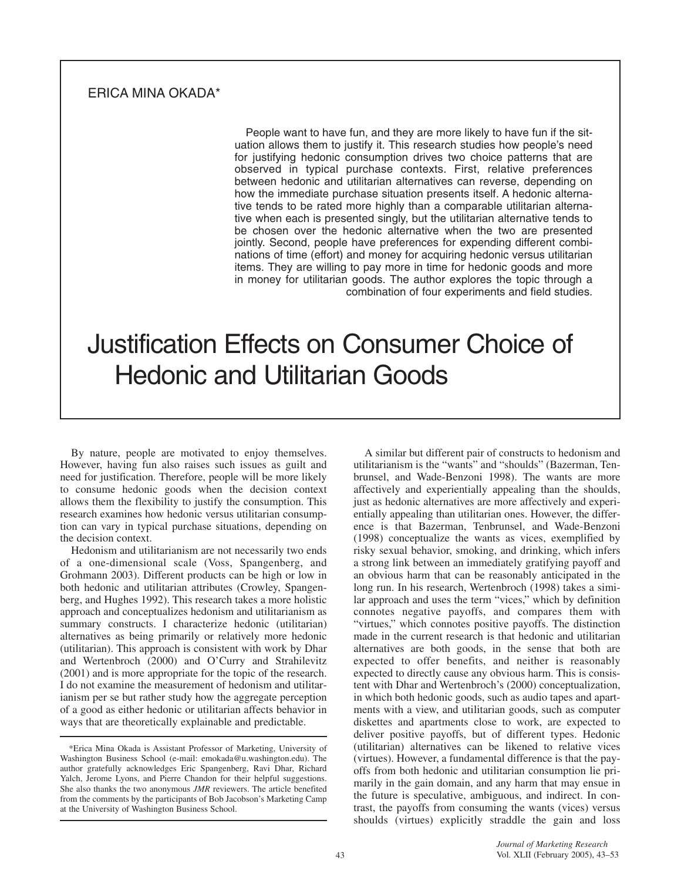ERICA MINA OKADA*

People want to have fun, and they are more likely to have fun if the situation allows them to justify it. This research studies how people's need for justifying hedonic consumption drives two choice patterns that are observed in typical purchase contexts. First, relative preferences between hedonic and utilitarian alternatives can reverse, depending on how the immediate purchase situation presents itself. A hedonic alternative tends to be rated more highly than a comparable utilitarian alternative when each is presented singly, but the utilitarian alternative tends to be chosen over the hedonic alternative when the two are presented jointly. Second, people have preferences for expending different combinations of time (effort) and money for acquiring hedonic versus utilitarian items. They are willing to pay more in time for hedonic goods and more in money for utilitarian goods. The author explores the topic through a combination of four experiments and field studies.

# Justification Effects on Consumer Choice of Hedonic and Utilitarian Goods

By nature, people are motivated to enjoy themselves. However, having fun also raises such issues as guilt and need for justification. Therefore, people will be more likely to consume hedonic goods when the decision context allows them the flexibility to justify the consumption. This research examines how hedonic versus utilitarian consumption can vary in typical purchase situations, depending on the decision context.

Hedonism and utilitarianism are not necessarily two ends of a one-dimensional scale (Voss, Spangenberg, and Grohmann 2003). Different products can be high or low in both hedonic and utilitarian attributes (Crowley, Spangenberg, and Hughes 1992). This research takes a more holistic approach and conceptualizes hedonism and utilitarianism as summary constructs. I characterize hedonic (utilitarian) alternatives as being primarily or relatively more hedonic (utilitarian). This approach is consistent with work by Dhar and Wertenbroch (2000) and O'Curry and Strahilevitz (2001) and is more appropriate for the topic of the research. I do not examine the measurement of hedonism and utilitarianism per se but rather study how the aggregate perception of a good as either hedonic or utilitarian affects behavior in ways that are theoretically explainable and predictable.

*Erica Mina Okada is Assistant Professor of Marketing, University of Washington Business School (e-mail: emokada@u.washington.edu). The author gratefully acknowledges Eric Spangenberg, Ravi Dhar, Richard Yalch, Jerome Lyons, and Pierre Chandon for their helpful suggestions. She also thanks the two anonymous *JMR* reviewers. The article benefited from the comments by the participants of Bob Jacobson's Marketing Camp at the University of Washington Business School.

A similar but different pair of constructs to hedonism and utilitarianism is the "wants" and "shoulds" (Bazerman, Tenbrunsel, and Wade-Benzoni 1998). The wants are more affectively and experientially appealing than the shoulds, just as hedonic alternatives are more affectively and experientially appealing than utilitarian ones. However, the difference is that Bazerman, Tenbrunsel, and Wade-Benzoni (1998) conceptualize the wants as vices, exemplified by risky sexual behavior, smoking, and drinking, which infers a strong link between an immediately gratifying payoff and an obvious harm that can be reasonably anticipated in the long run. In his research, Wertenbroch (1998) takes a similar approach and uses the term "vices," which by definition connotes negative payoffs, and compares them with "virtues," which connotes positive payoffs. The distinction made in the current research is that hedonic and utilitarian alternatives are both goods, in the sense that both are expected to offer benefits, and neither is reasonably expected to directly cause any obvious harm. This is consistent with Dhar and Wertenbroch's (2000) conceptualization, in which both hedonic goods, such as audio tapes and apartments with a view, and utilitarian goods, such as computer diskettes and apartments close to work, are expected to deliver positive payoffs, but of different types. Hedonic (utilitarian) alternatives can be likened to relative vices (virtues). However, a fundamental difference is that the payoffs from both hedonic and utilitarian consumption lie primarily in the gain domain, and any harm that may ensue in the future is speculative, ambiguous, and indirect. In contrast, the payoffs from consuming the wants (vices) versus shoulds (virtues) explicitly straddle the gain and loss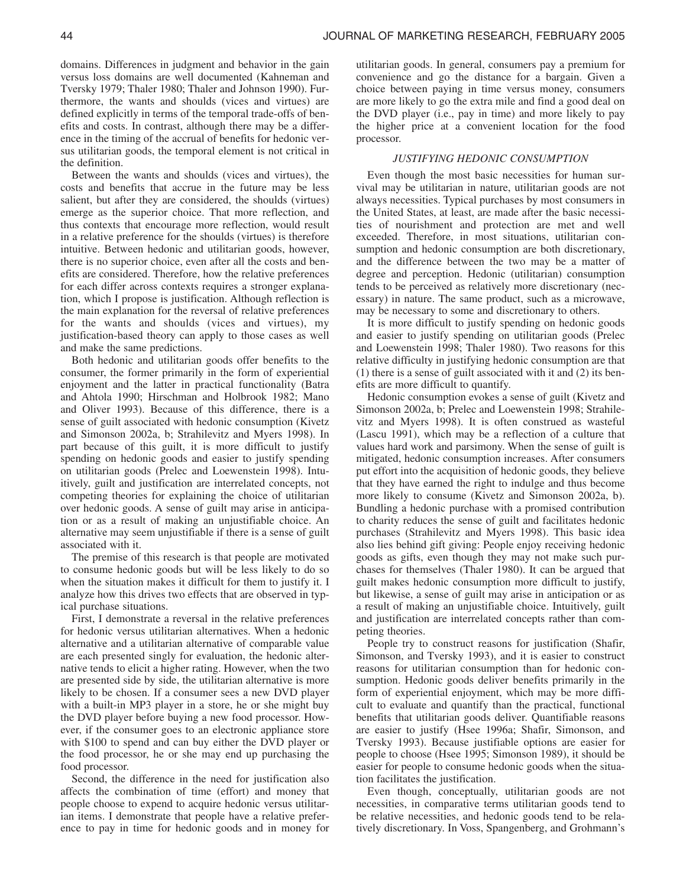domains. Differences in judgment and behavior in the gain versus loss domains are well documented (Kahneman and Tversky 1979; Thaler 1980; Thaler and Johnson 1990). Furthermore, the wants and shoulds (vices and virtues) are defined explicitly in terms of the temporal trade-offs of benefits and costs. In contrast, although there may be a difference in the timing of the accrual of benefits for hedonic versus utilitarian goods, the temporal element is not critical in the definition.

Between the wants and shoulds (vices and virtues), the costs and benefits that accrue in the future may be less salient, but after they are considered, the shoulds (virtues) emerge as the superior choice. That more reflection, and thus contexts that encourage more reflection, would result in a relative preference for the shoulds (virtues) is therefore intuitive. Between hedonic and utilitarian goods, however, there is no superior choice, even after all the costs and benefits are considered. Therefore, how the relative preferences for each differ across contexts requires a stronger explanation, which I propose is justification. Although reflection is the main explanation for the reversal of relative preferences for the wants and shoulds (vices and virtues), my justification-based theory can apply to those cases as well and make the same predictions.

Both hedonic and utilitarian goods offer benefits to the consumer, the former primarily in the form of experiential enjoyment and the latter in practical functionality (Batra and Ahtola 1990; Hirschman and Holbrook 1982; Mano and Oliver 1993). Because of this difference, there is a sense of guilt associated with hedonic consumption (Kivetz and Simonson 2002a, b; Strahilevitz and Myers 1998). In part because of this guilt, it is more difficult to justify spending on hedonic goods and easier to justify spending on utilitarian goods (Prelec and Loewenstein 1998). Intuitively, guilt and justification are interrelated concepts, not competing theories for explaining the choice of utilitarian over hedonic goods. A sense of guilt may arise in anticipation or as a result of making an unjustifiable choice. An alternative may seem unjustifiable if there is a sense of guilt associated with it.

The premise of this research is that people are motivated to consume hedonic goods but will be less likely to do so when the situation makes it difficult for them to justify it. I analyze how this drives two effects that are observed in typical purchase situations.

First, I demonstrate a reversal in the relative preferences for hedonic versus utilitarian alternatives. When a hedonic alternative and a utilitarian alternative of comparable value are each presented singly for evaluation, the hedonic alternative tends to elicit a higher rating. However, when the two are presented side by side, the utilitarian alternative is more likely to be chosen. If a consumer sees a new DVD player with a built-in MP3 player in a store, he or she might buy the DVD player before buying a new food processor. However, if the consumer goes to an electronic appliance store with $100 to spend and can buy either the DVD player or the food processor, he or she may end up purchasing the food processor.

Second, the difference in the need for justification also affects the combination of time (effort) and money that people choose to expend to acquire hedonic versus utilitarian items. I demonstrate that people have a relative preference to pay in time for hedonic goods and in money for utilitarian goods. In general, consumers pay a premium for convenience and go the distance for a bargain. Given a choice between paying in time versus money, consumers are more likely to go the extra mile and find a good deal on the DVD player (i.e., pay in time) and more likely to pay the higher price at a convenient location for the food processor.

## *JUSTIFYING HEDONIC CONSUMPTION*

Even though the most basic necessities for human survival may be utilitarian in nature, utilitarian goods are not always necessities. Typical purchases by most consumers in the United States, at least, are made after the basic necessities of nourishment and protection are met and well exceeded. Therefore, in most situations, utilitarian consumption and hedonic consumption are both discretionary, and the difference between the two may be a matter of degree and perception. Hedonic (utilitarian) consumption tends to be perceived as relatively more discretionary (necessary) in nature. The same product, such as a microwave, may be necessary to some and discretionary to others.

It is more difficult to justify spending on hedonic goods and easier to justify spending on utilitarian goods (Prelec and Loewenstein 1998; Thaler 1980). Two reasons for this relative difficulty in justifying hedonic consumption are that (1) there is a sense of guilt associated with it and (2) its benefits are more difficult to quantify.

Hedonic consumption evokes a sense of guilt (Kivetz and Simonson 2002a, b; Prelec and Loewenstein 1998; Strahilevitz and Myers 1998). It is often construed as wasteful (Lascu 1991), which may be a reflection of a culture that values hard work and parsimony. When the sense of guilt is mitigated, hedonic consumption increases. After consumers put effort into the acquisition of hedonic goods, they believe that they have earned the right to indulge and thus become more likely to consume (Kivetz and Simonson 2002a, b). Bundling a hedonic purchase with a promised contribution to charity reduces the sense of guilt and facilitates hedonic purchases (Strahilevitz and Myers 1998). This basic idea also lies behind gift giving: People enjoy receiving hedonic goods as gifts, even though they may not make such purchases for themselves (Thaler 1980). It can be argued that guilt makes hedonic consumption more difficult to justify, but likewise, a sense of guilt may arise in anticipation or as a result of making an unjustifiable choice. Intuitively, guilt and justification are interrelated concepts rather than competing theories.

People try to construct reasons for justification (Shafir, Simonson, and Tversky 1993), and it is easier to construct reasons for utilitarian consumption than for hedonic consumption. Hedonic goods deliver benefits primarily in the form of experiential enjoyment, which may be more difficult to evaluate and quantify than the practical, functional benefits that utilitarian goods deliver. Quantifiable reasons are easier to justify (Hsee 1996a; Shafir, Simonson, and Tversky 1993). Because justifiable options are easier for people to choose (Hsee 1995; Simonson 1989), it should be easier for people to consume hedonic goods when the situation facilitates the justification.

Even though, conceptually, utilitarian goods are not necessities, in comparative terms utilitarian goods tend to be relative necessities, and hedonic goods tend to be relatively discretionary. In Voss, Spangenberg, and Grohmann's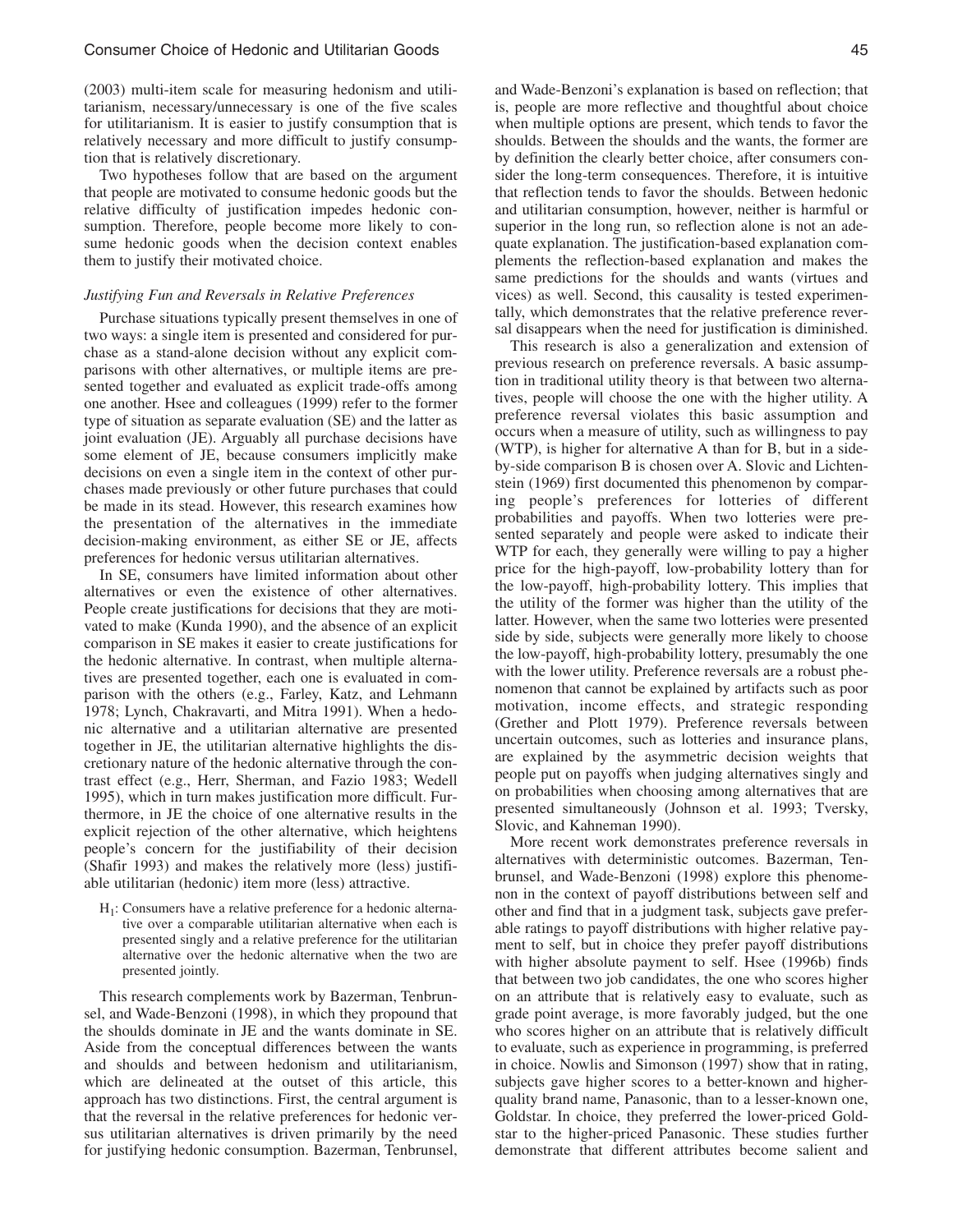(2003) multi-item scale for measuring hedonism and utilitarianism, necessary/unnecessary is one of the five scales for utilitarianism. It is easier to justify consumption that is relatively necessary and more difficult to justify consumption that is relatively discretionary.

Two hypotheses follow that are based on the argument that people are motivated to consume hedonic goods but the relative difficulty of justification impedes hedonic consumption. Therefore, people become more likely to consume hedonic goods when the decision context enables them to justify their motivated choice.

### *Justifying Fun and Reversals in Relative Preferences*

Purchase situations typically present themselves in one of two ways: a single item is presented and considered for purchase as a stand-alone decision without any explicit comparisons with other alternatives, or multiple items are presented together and evaluated as explicit trade-offs among one another. Hsee and colleagues (1999) refer to the former type of situation as separate evaluation (SE) and the latter as joint evaluation (JE). Arguably all purchase decisions have some element of JE, because consumers implicitly make decisions on even a single item in the context of other purchases made previously or other future purchases that could be made in its stead. However, this research examines how the presentation of the alternatives in the immediate decision-making environment, as either SE or JE, affects preferences for hedonic versus utilitarian alternatives.

In SE, consumers have limited information about other alternatives or even the existence of other alternatives. People create justifications for decisions that they are motivated to make (Kunda 1990), and the absence of an explicit comparison in SE makes it easier to create justifications for the hedonic alternative. In contrast, when multiple alternatives are presented together, each one is evaluated in comparison with the others (e.g., Farley, Katz, and Lehmann 1978; Lynch, Chakravarti, and Mitra 1991). When a hedonic alternative and a utilitarian alternative are presented together in JE, the utilitarian alternative highlights the discretionary nature of the hedonic alternative through the contrast effect (e.g., Herr, Sherman, and Fazio 1983; Wedell 1995), which in turn makes justification more difficult. Furthermore, in JE the choice of one alternative results in the explicit rejection of the other alternative, which heightens people's concern for the justifiability of their decision (Shafir 1993) and makes the relatively more (less) justifiable utilitarian (hedonic) item more (less) attractive.

> $H_1$: Consumers have a relative preference for a hedonic alternative over a comparable utilitarian alternative when each is presented singly and a relative preference for the utilitarian alternative over the hedonic alternative when the two are presented jointly.

This research complements work by Bazerman, Tenbrunsel, and Wade-Benzoni (1998), in which they propound that the shoulds dominate in JE and the wants dominate in SE. Aside from the conceptual differences between the wants and shoulds and between hedonism and utilitarianism, which are delineated at the outset of this article, this approach has two distinctions. First, the central argument is that the reversal in the relative preferences for hedonic versus utilitarian alternatives is driven primarily by the need for justifying hedonic consumption. Bazerman, Tenbrunsel, and Wade-Benzoni's explanation is based on reflection; that is, people are more reflective and thoughtful about choice when multiple options are present, which tends to favor the shoulds. Between the shoulds and the wants, the former are by definition the clearly better choice, after consumers consider the long-term consequences. Therefore, it is intuitive that reflection tends to favor the shoulds. Between hedonic and utilitarian consumption, however, neither is harmful or superior in the long run, so reflection alone is not an adequate explanation. The justification-based explanation complements the reflection-based explanation and makes the same predictions for the shoulds and wants (virtues and vices) as well. Second, this causality is tested experimentally, which demonstrates that the relative preference reversal disappears when the need for justification is diminished.

This research is also a generalization and extension of previous research on preference reversals. A basic assumption in traditional utility theory is that between two alternatives, people will choose the one with the higher utility. A preference reversal violates this basic assumption and occurs when a measure of utility, such as willingness to pay (WTP), is higher for alternative A than for B, but in a side-by-side comparison B is chosen over A. Slovic and Lichtenstein (1969) first documented this phenomenon by comparing people's preferences for lotteries of different probabilities and payoffs. When two lotteries were presented separately and people were asked to indicate their WTP for each, they generally were willing to pay a higher price for the high-payoff, low-probability lottery than for the low-payoff, high-probability lottery. This implies that the utility of the former was higher than the utility of the latter. However, when the same two lotteries were presented side by side, subjects were generally more likely to choose the low-payoff, high-probability lottery, presumably the one with the lower utility. Preference reversals are a robust phenomenon that cannot be explained by artifacts such as poor motivation, income effects, and strategic responding (Grether and Plott 1979). Preference reversals between uncertain outcomes, such as lotteries and insurance plans, are explained by the asymmetric decision weights that people put on payoffs when judging alternatives singly and on probabilities when choosing among alternatives that are presented simultaneously (Johnson et al. 1993; Tversky, Slovic, and Kahneman 1990).

More recent work demonstrates preference reversals in alternatives with deterministic outcomes. Bazerman, Tenbrunsel, and Wade-Benzoni (1998) explore this phenomenon in the context of payoff distributions between self and other and find that in a judgment task, subjects gave preferable ratings to payoff distributions with higher relative payment to self, but in choice they prefer payoff distributions with higher absolute payment to self. Hsee (1996b) finds that between two job candidates, the one who scores higher on an attribute that is relatively easy to evaluate, such as grade point average, is more favorably judged, but the one who scores higher on an attribute that is relatively difficult to evaluate, such as experience in programming, is preferred in choice. Nowlis and Simonson (1997) show that in rating, subjects gave higher scores to a better-known and higher-quality brand name, Panasonic, than to a lesser-known one, Goldstar. In choice, they preferred the lower-priced Goldstar to the higher-priced Panasonic. These studies further demonstrate that different attributes become salient and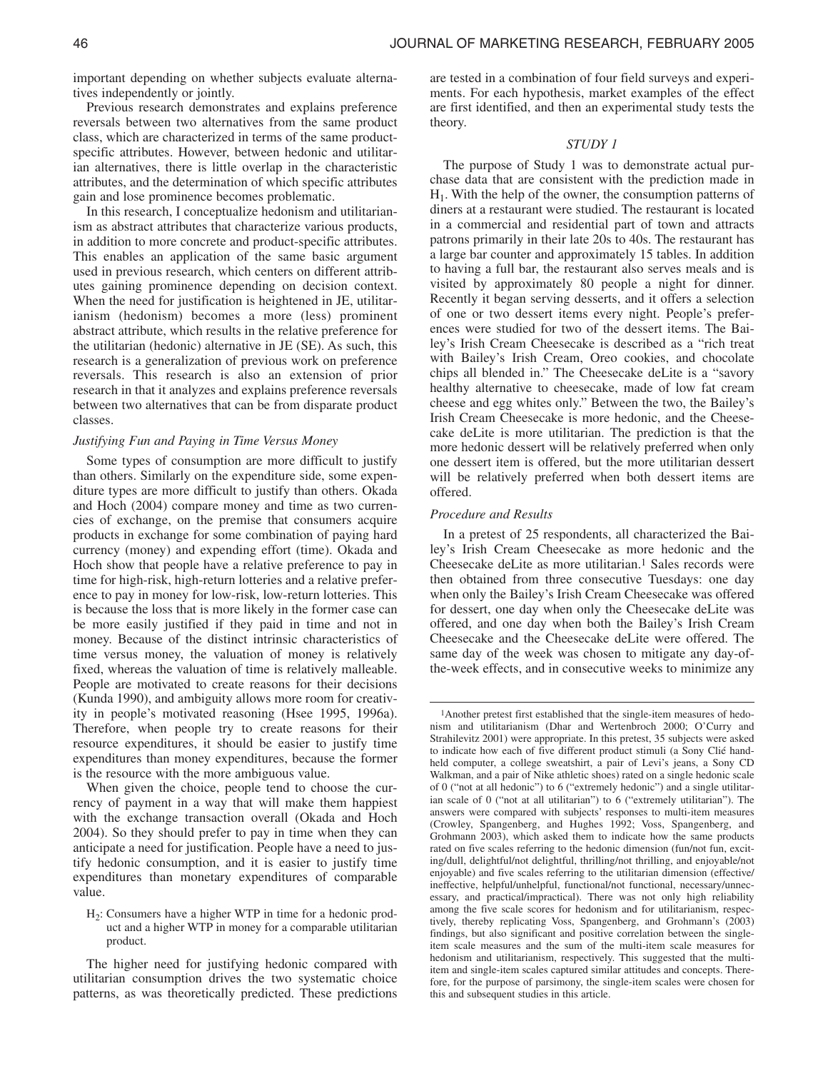important depending on whether subjects evaluate alternatives independently or jointly.

Previous research demonstrates and explains preference reversals between two alternatives from the same product class, which are characterized in terms of the same product-specific attributes. However, between hedonic and utilitarian alternatives, there is little overlap in the characteristic attributes, and the determination of which specific attributes gain and lose prominence becomes problematic.

In this research, I conceptualize hedonism and utilitarianism as abstract attributes that characterize various products, in addition to more concrete and product-specific attributes. This enables an application of the same basic argument used in previous research, which centers on different attributes gaining prominence depending on decision context. When the need for justification is heightened in JE, utilitarianism (hedonism) becomes a more (less) prominent abstract attribute, which results in the relative preference for the utilitarian (hedonic) alternative in JE (SE). As such, this research is a generalization of previous work on preference reversals. This research is also an extension of prior research in that it analyzes and explains preference reversals between two alternatives that can be from disparate product classes.

### *Justifying Fun and Paying in Time Versus Money*

Some types of consumption are more difficult to justify than others. Similarly on the expenditure side, some expenditure types are more difficult to justify than others. Okada and Hoch (2004) compare money and time as two currencies of exchange, on the premise that consumers acquire products in exchange for some combination of paying hard currency (money) and expending effort (time). Okada and Hoch show that people have a relative preference to pay in time for high-risk, high-return lotteries and a relative preference to pay in money for low-risk, low-return lotteries. This is because the loss that is more likely in the former case can be more easily justified if they paid in time and not in money. Because of the distinct intrinsic characteristics of time versus money, the valuation of money is relatively fixed, whereas the valuation of time is relatively malleable. People are motivated to create reasons for their decisions (Kunda 1990), and ambiguity allows more room for creativity in people's motivated reasoning (Hsee 1995, 1996a). Therefore, when people try to create reasons for their resource expenditures, it should be easier to justify time expenditures than money expenditures, because the former is the resource with the more ambiguous value.

When given the choice, people tend to choose the currency of payment in a way that will make them happiest with the exchange transaction overall (Okada and Hoch 2004). So they should prefer to pay in time when they can anticipate a need for justification. People have a need to justify hedonic consumption, and it is easier to justify time expenditures than monetary expenditures of comparable value.

> $H_2$: Consumers have a higher WTP in time for a hedonic product and a higher WTP in money for a comparable utilitarian product.

The higher need for justifying hedonic compared with utilitarian consumption drives the two systematic choice patterns, as was theoretically predicted. These predictions are tested in a combination of four field surveys and experiments. For each hypothesis, market examples of the effect are first identified, and then an experimental study tests the theory.

## *STUDY 1*

The purpose of Study 1 was to demonstrate actual purchase data that are consistent with the prediction made in $H_1$. With the help of the owner, the consumption patterns of diners at a restaurant were studied. The restaurant is located in a commercial and residential part of town and attracts patrons primarily in their late 20s to 40s. The restaurant has a large bar counter and approximately 15 tables. In addition to having a full bar, the restaurant also serves meals and is visited by approximately 80 people a night for dinner. Recently it began serving desserts, and it offers a selection of one or two dessert items every night. People's preferences were studied for two of the dessert items. The Bailey's Irish Cream Cheesecake is described as a "rich treat with Bailey's Irish Cream, Oreo cookies, and chocolate chips all blended in." The Cheesecake deLite is a "savory healthy alternative to cheesecake, made of low fat cream cheese and egg whites only." Between the two, the Bailey's Irish Cream Cheesecake is more hedonic, and the Cheesecake deLite is more utilitarian. The prediction is that the more hedonic dessert will be relatively preferred when only one dessert item is offered, but the more utilitarian dessert will be relatively preferred when both dessert items are offered.

### *Procedure and Results*

In a pretest of 25 respondents, all characterized the Bailey's Irish Cream Cheesecake as more hedonic and the Cheesecake deLite as more utilitarian.[1] Sales records were then obtained from three consecutive Tuesdays: one day when only the Bailey's Irish Cream Cheesecake was offered for dessert, one day when only the Cheesecake deLite was offered, and one day when both the Bailey's Irish Cream Cheesecake and the Cheesecake deLite were offered. The same day of the week was chosen to mitigate any day-of-the-week effects, and in consecutive weeks to minimize any

---

[1]Another pretest first established that the single-item measures of hedonism and utilitarianism (Dhar and Wertenbroch 2000; O'Curry and Strahilevitz 2001) were appropriate. In this pretest, 35 subjects were asked to indicate how each of five different product stimuli (a Sony Clié handheld computer, a college sweatshirt, a pair of Levi's jeans, a Sony CD Walkman, and a pair of Nike athletic shoes) rated on a single hedonic scale of 0 ("not at all hedonic") to 6 ("extremely hedonic") and a single utilitarian scale of 0 ("not at all utilitarian") to 6 ("extremely utilitarian"). The answers were compared with subjects' responses to multi-item measures (Crowley, Spangenberg, and Hughes 1992; Voss, Spangenberg, and Grohmann 2003), which asked them to indicate how the same products rated on five scales referring to the hedonic dimension (fun/not fun, exciting/dull, delightful/not delightful, thrilling/not thrilling, and enjoyable/not enjoyable) and five scales referring to the utilitarian dimension (effective/ineffective, helpful/unhelpful, functional/not functional, necessary/unnecessary, and practical/impractical). There was not only high reliability among the five scale scores for hedonism and for utilitarianism, respectively, thereby replicating Voss, Spangenberg, and Grohmann's (2003) findings, but also significant and positive correlation between the single-item scale measures and the sum of the multi-item scale measures for hedonism and utilitarianism, respectively. This suggested that the multi-item and single-item scales captured similar attitudes and concepts. Therefore, for the purpose of parsimony, the single-item scales were chosen for this and subsequent studies in this article.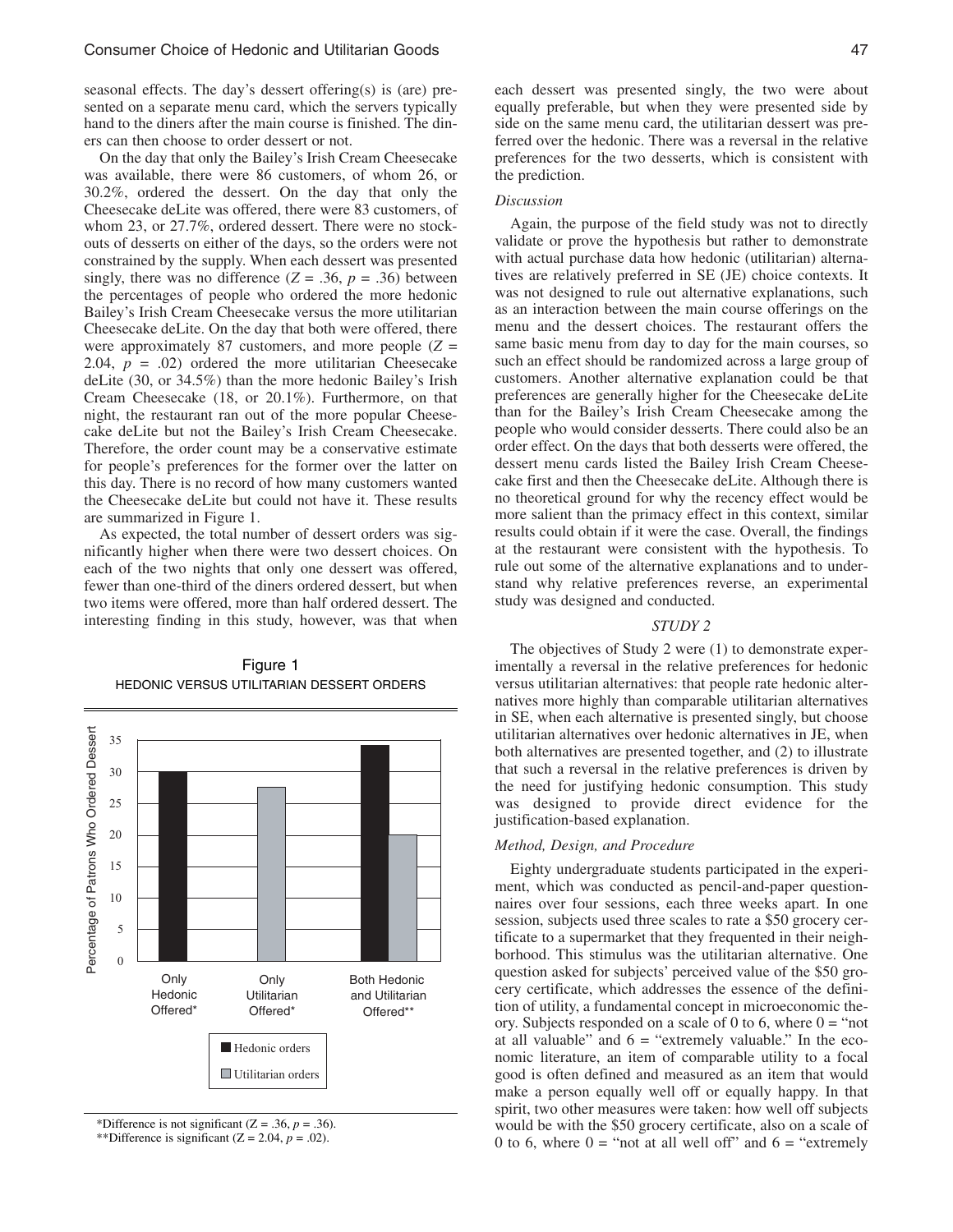seasonal effects. The day's dessert offering(s) is (are) presented on a separate menu card, which the servers typically hand to the diners after the main course is finished. The diners can then choose to order dessert or not.

On the day that only the Bailey's Irish Cream Cheesecake was available, there were 86 customers, of whom 26, or 30.2%, ordered the dessert. On the day that only the Cheesecake deLite was offered, there were 83 customers, of whom 23, or 27.7%, ordered dessert. There were no stockouts of desserts on either of the days, so the orders were not constrained by the supply. When each dessert was presented singly, there was no difference ($Z = .36$, $p = .36$) between the percentages of people who ordered the more hedonic Bailey's Irish Cream Cheesecake versus the more utilitarian Cheesecake deLite. On the day that both were offered, there were approximately 87 customers, and more people ($Z = 2.04$, $p = .02$) ordered the more utilitarian Cheesecake deLite (30, or 34.5%) than the more hedonic Bailey's Irish Cream Cheesecake (18, or 20.1%). Furthermore, on that night, the restaurant ran out of the more popular Cheesecake deLite but not the Bailey's Irish Cream Cheesecake. Therefore, the order count may be a conservative estimate for people's preferences for the former over the latter on this day. There is no record of how many customers wanted the Cheesecake deLite but could not have it. These results are summarized in Figure 1.

As expected, the total number of dessert orders was significantly higher when there were two dessert choices. On each of the two nights that only one dessert was offered, fewer than one-third of the diners ordered dessert, but when two items were offered, more than half ordered dessert. The interesting finding in this study, however, was that when each dessert was presented singly, the two were about equally preferable, but when they were presented side by side on the same menu card, the utilitarian dessert was preferred over the hedonic. There was a reversal in the relative preferences for the two desserts, which is consistent with the prediction.

Figure 1
HEDONIC VERSUS UTILITARIAN DESSERT ORDERS

| Condition | Hedonic orders (%) | Utilitarian orders (%) |
|---|---|---|
| Only Hedonic Offered* | 30 | |
| Only Utilitarian Offered* | | 27.5 |
| Both Hedonic and Utilitarian Offered** | 34.5 | 20 |

*Difference is not significant ($Z = .36$, $p = .36$).
**Difference is significant ($Z = 2.04$, $p = .02$).

### *Discussion*

Again, the purpose of the field study was not to directly validate or prove the hypothesis but rather to demonstrate with actual purchase data how hedonic (utilitarian) alternatives are relatively preferred in SE (JE) choice contexts. It was not designed to rule out alternative explanations, such as an interaction between the main course offerings on the menu and the dessert choices. The restaurant offers the same basic menu from day to day for the main courses, so such an effect should be randomized across a large group of customers. Another alternative explanation could be that preferences are generally higher for the Cheesecake deLite than for the Bailey's Irish Cream Cheesecake among the people who would consider desserts. There could also be an order effect. On the days that both desserts were offered, the dessert menu cards listed the Bailey Irish Cream Cheesecake first and then the Cheesecake deLite. Although there is no theoretical ground for why the recency effect would be more salient than the primacy effect in this context, similar results could obtain if it were the case. Overall, the findings at the restaurant were consistent with the hypothesis. To rule out some of the alternative explanations and to understand why relative preferences reverse, an experimental study was designed and conducted.

## *STUDY 2*

The objectives of Study 2 were (1) to demonstrate experimentally a reversal in the relative preferences for hedonic versus utilitarian alternatives: that people rate hedonic alternatives more highly than comparable utilitarian alternatives in SE, when each alternative is presented singly, but choose utilitarian alternatives over hedonic alternatives in JE, when both alternatives are presented together, and (2) to illustrate that such a reversal in the relative preferences is driven by the need for justifying hedonic consumption. This study was designed to provide direct evidence for the justification-based explanation.

### *Method, Design, and Procedure*

Eighty undergraduate students participated in the experiment, which was conducted as pencil-and-paper questionnaires over four sessions, each three weeks apart. In one session, subjects used three scales to rate a $50 grocery certificate to a supermarket that they frequented in their neighborhood. This stimulus was the utilitarian alternative. One question asked for subjects' perceived value of the $50 grocery certificate, which addresses the essence of the definition of utility, a fundamental concept in microeconomic theory. Subjects responded on a scale of 0 to 6, where 0 = "not at all valuable" and 6 = "extremely valuable." In the economic literature, an item of comparable utility to a focal good is often defined and measured as an item that would make a person equally well off or equally happy. In that spirit, two other measures were taken: how well off subjects would be with the $50 grocery certificate, also on a scale of 0 to 6, where 0 = "not at all well off" and 6 = "extremely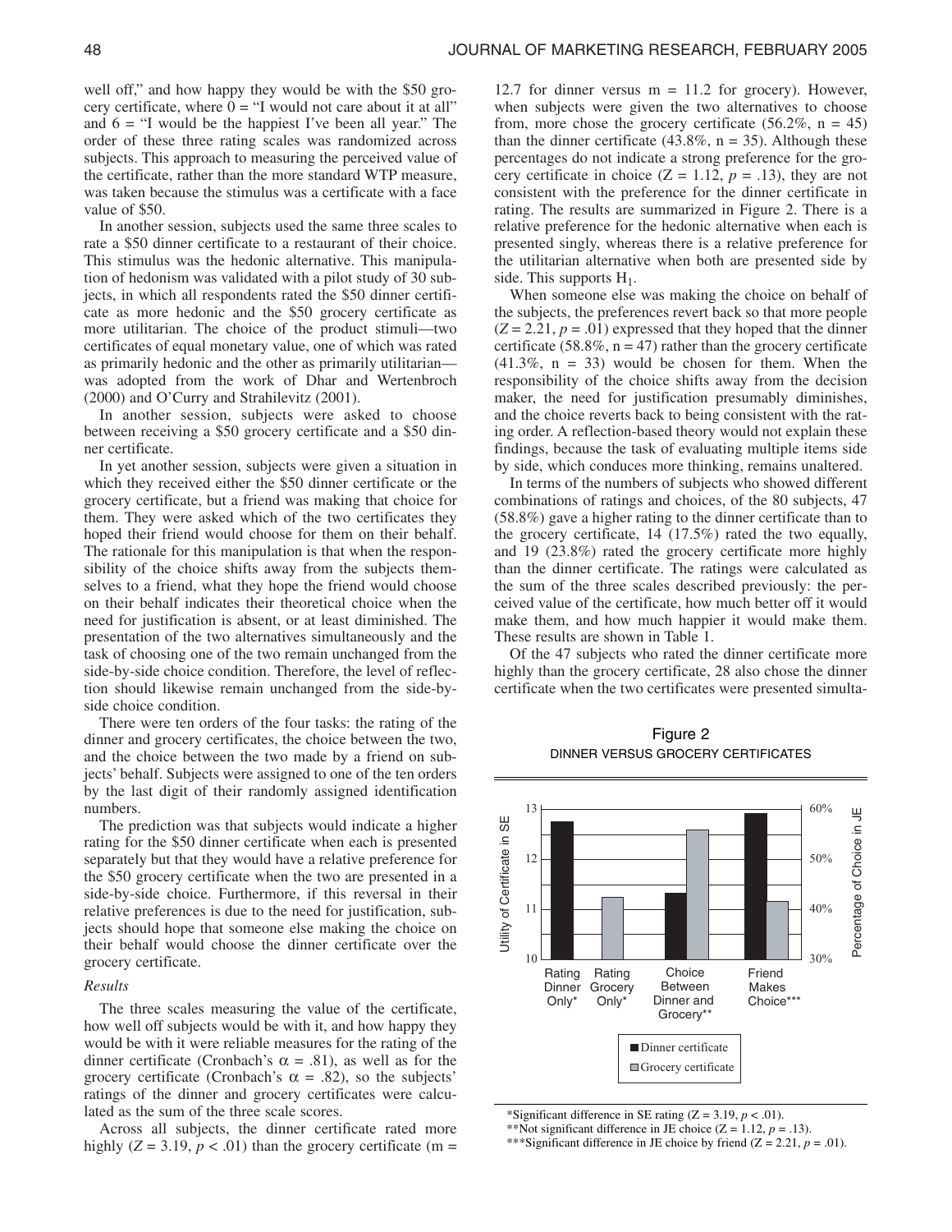well off," and how happy they would be with the \$50 grocery certificate, where 0 = "I would not care about it at all" and 6 = "I would be the happiest I've been all year." The order of these three rating scales was randomized across subjects. This approach to measuring the perceived value of the certificate, rather than the more standard WTP measure, was taken because the stimulus was a certificate with a face value of \$50.

In another session, subjects used the same three scales to rate a \$50 dinner certificate to a restaurant of their choice. This stimulus was the hedonic alternative. This manipulation of hedonism was validated with a pilot study of 30 subjects, in which all respondents rated the \$50 dinner certificate as more hedonic and the \$50 grocery certificate as more utilitarian. The choice of the product stimuli—two certificates of equal monetary value, one of which was rated as primarily hedonic and the other as primarily utilitarian—was adopted from the work of Dhar and Wertenbroch (2000) and O'Curry and Strahilevitz (2001).

In another session, subjects were asked to choose between receiving a \$50 grocery certificate and a \$50 dinner certificate.

In yet another session, subjects were given a situation in which they received either the \$50 dinner certificate or the grocery certificate, but a friend was making that choice for them. They were asked which of the two certificates they hoped their friend would choose for them on their behalf. The rationale for this manipulation is that when the responsibility of the choice shifts away from the subjects themselves to a friend, what they hope the friend would choose on their behalf indicates their theoretical choice when the need for justification is absent, or at least diminished. The presentation of the two alternatives simultaneously and the task of choosing one of the two remain unchanged from the side-by-side choice condition. Therefore, the level of reflection should likewise remain unchanged from the side-by-side choice condition.

There were ten orders of the four tasks: the rating of the dinner and grocery certificates, the choice between the two, and the choice between the two made by a friend on subjects' behalf. Subjects were assigned to one of the ten orders by the last digit of their randomly assigned identification numbers.

The prediction was that subjects would indicate a higher rating for the \$50 dinner certificate when each is presented separately but that they would have a relative preference for the \$50 grocery certificate when the two are presented in a side-by-side choice. Furthermore, if this reversal in their relative preferences is due to the need for justification, subjects should hope that someone else making the choice on their behalf would choose the dinner certificate over the grocery certificate.

### *Results*

The three scales measuring the value of the certificate, how well off subjects would be with it, and how happy they would be with it were reliable measures for the rating of the dinner certificate (Cronbach's $\alpha = .81$), as well as for the grocery certificate (Cronbach's $\alpha = .82$), so the subjects' ratings of the dinner and grocery certificates were calculated as the sum of the three scale scores.

Across all subjects, the dinner certificate rated more highly ($Z = 3.19$, $p < .01$) than the grocery certificate (m = 12.7 for dinner versus m = 11.2 for grocery). However, when subjects were given the two alternatives to choose from, more chose the grocery certificate (56.2%, n = 45) than the dinner certificate (43.8%, n = 35). Although these percentages do not indicate a strong preference for the grocery certificate in choice ($Z = 1.12$, $p = .13$), they are not consistent with the preference for the dinner certificate in rating. The results are summarized in Figure 2. There is a relative preference for the hedonic alternative when each is presented singly, whereas there is a relative preference for the utilitarian alternative when both are presented side by side. This supports $H_1$.

When someone else was making the choice on behalf of the subjects, the preferences revert back so that more people ($Z = 2.21$, $p = .01$) expressed that they hoped that the dinner certificate (58.8%, n = 47) rather than the grocery certificate (41.3%, n = 33) would be chosen for them. When the responsibility of the choice shifts away from the decision maker, the need for justification presumably diminishes, and the choice reverts back to being consistent with the rating order. A reflection-based theory would not explain these findings, because the task of evaluating multiple items side by side, which conduces more thinking, remains unaltered.

In terms of the numbers of subjects who showed different combinations of ratings and choices, of the 80 subjects, 47 (58.8%) gave a higher rating to the dinner certificate than to the grocery certificate, 14 (17.5%) rated the two equally, and 19 (23.8%) rated the grocery certificate more highly than the dinner certificate. The ratings were calculated as the sum of the three scales described previously: the perceived value of the certificate, how much better off it would make them, and how much happier it would make them. These results are shown in Table 1.

Of the 47 subjects who rated the dinner certificate more highly than the grocery certificate, 28 also chose the dinner certificate when the two certificates were presented simulta-

Figure 2
DINNER VERSUS GROCERY CERTIFICATES

*Significant difference in SE rating ($Z = 3.19$, $p < .01$).
**Not significant difference in JE choice ($Z = 1.12$, $p = .13$).
***Significant difference in JE choice by friend ($Z = 2.21$, $p = .01$).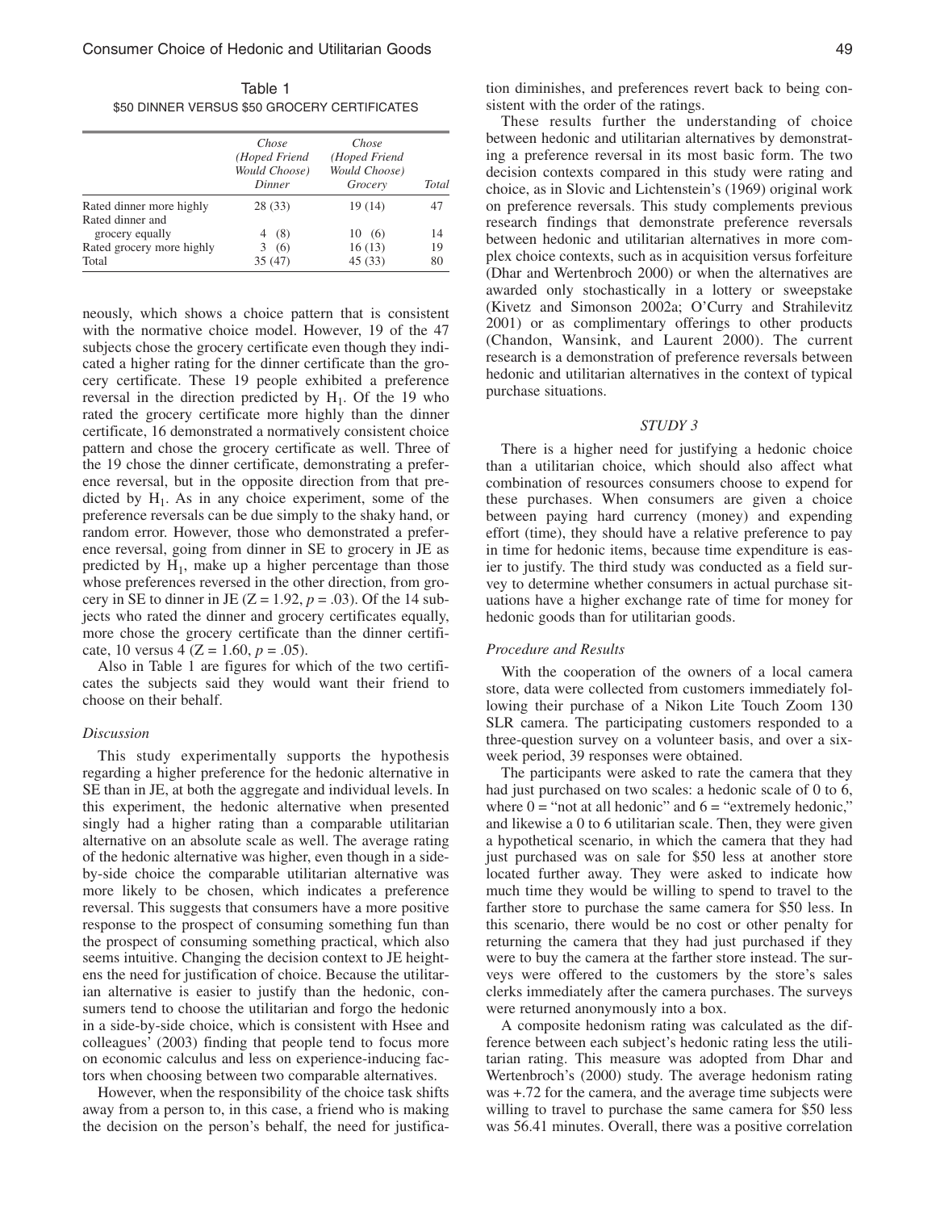Table 1
$50 DINNER VERSUS $50 GROCERY CERTIFICATES

| | *Chose (Hoped Friend Would Choose) Dinner* | *Chose (Hoped Friend Would Choose) Grocery* | *Total* |
|---|---|---|---|
| Rated dinner more highly | 28 (33) | 19 (14) | 47 |
| Rated dinner and grocery equally | 4 (8) | 10 (6) | 14 |
| Rated grocery more highly | 3 (6) | 16 (13) | 19 |
| Total | 35 (47) | 45 (33) | 80 |

neously, which shows a choice pattern that is consistent with the normative choice model. However, 19 of the 47 subjects chose the grocery certificate even though they indicated a higher rating for the dinner certificate than the grocery certificate. These 19 people exhibited a preference reversal in the direction predicted by $H_1$. Of the 19 who rated the grocery certificate more highly than the dinner certificate, 16 demonstrated a normatively consistent choice pattern and chose the grocery certificate as well. Three of the 19 chose the dinner certificate, demonstrating a preference reversal, but in the opposite direction from that predicted by $H_1$. As in any choice experiment, some of the preference reversals can be due simply to the shaky hand, or random error. However, those who demonstrated a preference reversal, going from dinner in SE to grocery in JE as predicted by $H_1$, make up a higher percentage than those whose preferences reversed in the other direction, from grocery in SE to dinner in JE ($Z = 1.92$, $p = .03$). Of the 14 subjects who rated the dinner and grocery certificates equally, more chose the grocery certificate than the dinner certificate, 10 versus 4 ($Z = 1.60$, $p = .05$).

Also in Table 1 are figures for which of the two certificates the subjects said they would want their friend to choose on their behalf.

### *Discussion*

This study experimentally supports the hypothesis regarding a higher preference for the hedonic alternative in SE than in JE, at both the aggregate and individual levels. In this experiment, the hedonic alternative when presented singly had a higher rating than a comparable utilitarian alternative on an absolute scale as well. The average rating of the hedonic alternative was higher, even though in a side-by-side choice the comparable utilitarian alternative was more likely to be chosen, which indicates a preference reversal. This suggests that consumers have a more positive response to the prospect of consuming something fun than the prospect of consuming something practical, which also seems intuitive. Changing the decision context to JE heightens the need for justification of choice. Because the utilitarian alternative is easier to justify than the hedonic, consumers tend to choose the utilitarian and forgo the hedonic in a side-by-side choice, which is consistent with Hsee and colleagues' (2003) finding that people tend to focus more on economic calculus and less on experience-inducing factors when choosing between two comparable alternatives.

However, when the responsibility of the choice task shifts away from a person to, in this case, a friend who is making the decision on the person's behalf, the need for justification diminishes, and preferences revert back to being consistent with the order of the ratings.

These results further the understanding of choice between hedonic and utilitarian alternatives by demonstrating a preference reversal in its most basic form. The two decision contexts compared in this study were rating and choice, as in Slovic and Lichtenstein's (1969) original work on preference reversals. This study complements previous research findings that demonstrate preference reversals between hedonic and utilitarian alternatives in more complex choice contexts, such as in acquisition versus forfeiture (Dhar and Wertenbroch 2000) or when the alternatives are awarded only stochastically in a lottery or sweepstake (Kivetz and Simonson 2002a; O'Curry and Strahilevitz 2001) or as complimentary offerings to other products (Chandon, Wansink, and Laurent 2000). The current research is a demonstration of preference reversals between hedonic and utilitarian alternatives in the context of typical purchase situations.

## *STUDY 3*

There is a higher need for justifying a hedonic choice than a utilitarian choice, which should also affect what combination of resources consumers choose to expend for these purchases. When consumers are given a choice between paying hard currency (money) and expending effort (time), they should have a relative preference to pay in time for hedonic items, because time expenditure is easier to justify. The third study was conducted as a field survey to determine whether consumers in actual purchase situations have a higher exchange rate of time for money for hedonic goods than for utilitarian goods.

### *Procedure and Results*

With the cooperation of the owners of a local camera store, data were collected from customers immediately following their purchase of a Nikon Lite Touch Zoom 130 SLR camera. The participating customers responded to a three-question survey on a volunteer basis, and over a six-week period, 39 responses were obtained.

The participants were asked to rate the camera that they had just purchased on two scales: a hedonic scale of 0 to 6, where 0 = "not at all hedonic" and 6 = "extremely hedonic," and likewise a 0 to 6 utilitarian scale. Then, they were given a hypothetical scenario, in which the camera that they had just purchased was on sale for $50 less at another store located further away. They were asked to indicate how much time they would be willing to spend to travel to the farther store to purchase the same camera for $50 less. In this scenario, there would be no cost or other penalty for returning the camera that they had just purchased if they were to buy the camera at the farther store instead. The surveys were offered to the customers by the store's sales clerks immediately after the camera purchases. The surveys were returned anonymously into a box.

A composite hedonism rating was calculated as the difference between each subject's hedonic rating less the utilitarian rating. This measure was adopted from Dhar and Wertenbroch's (2000) study. The average hedonism rating was +.72 for the camera, and the average time subjects were willing to travel to purchase the same camera for $50 less was 56.41 minutes. Overall, there was a positive correlation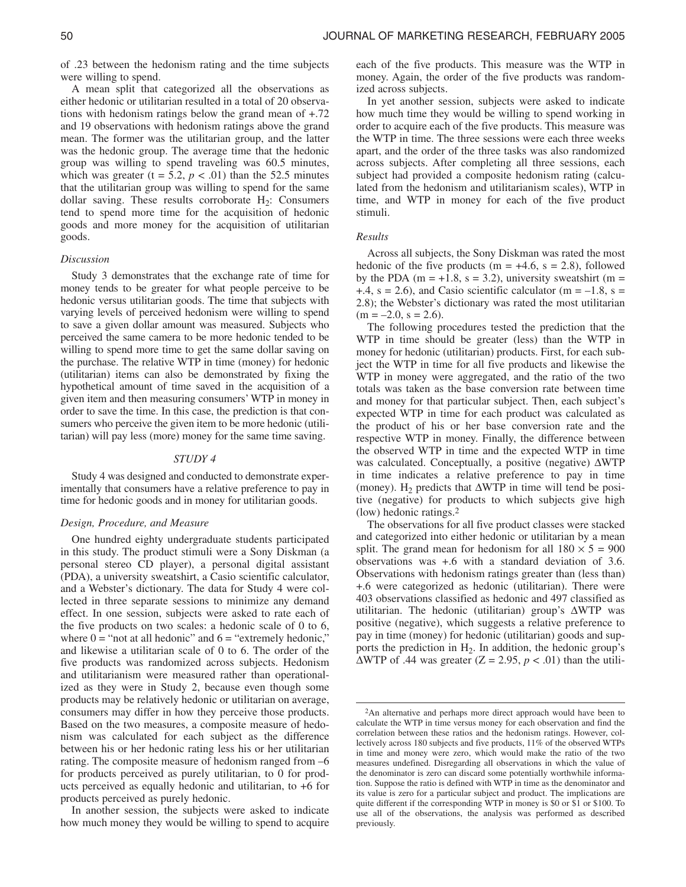of .23 between the hedonism rating and the time subjects were willing to spend.

A mean split that categorized all the observations as either hedonic or utilitarian resulted in a total of 20 observations with hedonism ratings below the grand mean of +.72 and 19 observations with hedonism ratings above the grand mean. The former was the utilitarian group, and the latter was the hedonic group. The average time that the hedonic group was willing to spend traveling was 60.5 minutes, which was greater ($t = 5.2$, $p < .01$) than the 52.5 minutes that the utilitarian group was willing to spend for the same dollar saving. These results corroborate $H_2$: Consumers tend to spend more time for the acquisition of hedonic goods and more money for the acquisition of utilitarian goods.

### *Discussion*

Study 3 demonstrates that the exchange rate of time for money tends to be greater for what people perceive to be hedonic versus utilitarian goods. The time that subjects with varying levels of perceived hedonism were willing to spend to save a given dollar amount was measured. Subjects who perceived the same camera to be more hedonic tended to be willing to spend more time to get the same dollar saving on the purchase. The relative WTP in time (money) for hedonic (utilitarian) items can also be demonstrated by fixing the hypothetical amount of time saved in the acquisition of a given item and then measuring consumers' WTP in money in order to save the time. In this case, the prediction is that consumers who perceive the given item to be more hedonic (utilitarian) will pay less (more) money for the same time saving.

## STUDY 4

Study 4 was designed and conducted to demonstrate experimentally that consumers have a relative preference to pay in time for hedonic goods and in money for utilitarian goods.

### *Design, Procedure, and Measure*

One hundred eighty undergraduate students participated in this study. The product stimuli were a Sony Diskman (a personal stereo CD player), a personal digital assistant (PDA), a university sweatshirt, a Casio scientific calculator, and a Webster's dictionary. The data for Study 4 were collected in three separate sessions to minimize any demand effect. In one session, subjects were asked to rate each of the five products on two scales: a hedonic scale of 0 to 6, where 0 = "not at all hedonic" and 6 = "extremely hedonic," and likewise a utilitarian scale of 0 to 6. The order of the five products was randomized across subjects. Hedonism and utilitarianism were measured rather than operationalized as they were in Study 2, because even though some products may be relatively hedonic or utilitarian on average, consumers may differ in how they perceive those products. Based on the two measures, a composite measure of hedonism was calculated for each subject as the difference between his or her hedonic rating less his or her utilitarian rating. The composite measure of hedonism ranged from –6 for products perceived as purely utilitarian, to 0 for products perceived as equally hedonic and utilitarian, to +6 for products perceived as purely hedonic.

In another session, the subjects were asked to indicate how much money they would be willing to spend to acquire each of the five products. This measure was the WTP in money. Again, the order of the five products was randomized across subjects.

In yet another session, subjects were asked to indicate how much time they would be willing to spend working in order to acquire each of the five products. This measure was the WTP in time. The three sessions were each three weeks apart, and the order of the three tasks was also randomized across subjects. After completing all three sessions, each subject had provided a composite hedonism rating (calculated from the hedonism and utilitarianism scales), WTP in time, and WTP in money for each of the five product stimuli.

### *Results*

Across all subjects, the Sony Diskman was rated the most hedonic of the five products ($m = +4.6$, $s = 2.8$), followed by the PDA ($m = +1.8$, $s = 3.2$), university sweatshirt ($m = +.4$, $s = 2.6$), and Casio scientific calculator ($m = –1.8$, $s = 2.8$); the Webster's dictionary was rated the most utilitarian ($m = –2.0$, $s = 2.6$).

The following procedures tested the prediction that the WTP in time should be greater (less) than the WTP in money for hedonic (utilitarian) products. First, for each subject the WTP in time for all five products and likewise the WTP in money were aggregated, and the ratio of the two totals was taken as the base conversion rate between time and money for that particular subject. Then, each subject's expected WTP in time for each product was calculated as the product of his or her base conversion rate and the respective WTP in money. Finally, the difference between the observed WTP in time and the expected WTP in time was calculated. Conceptually, a positive (negative) $\Delta$WTP in time indicates a relative preference to pay in time (money). $H_2$ predicts that $\Delta$WTP in time will tend be positive (negative) for products to which subjects give high (low) hedonic ratings.[2]

The observations for all five product classes were stacked and categorized into either hedonic or utilitarian by a mean split. The grand mean for hedonism for all $180 \times 5 = 900$ observations was +.6 with a standard deviation of 3.6. Observations with hedonism ratings greater than (less than) +.6 were categorized as hedonic (utilitarian). There were 403 observations classified as hedonic and 497 classified as utilitarian. The hedonic (utilitarian) group's $\Delta$WTP was positive (negative), which suggests a relative preference to pay in time (money) for hedonic (utilitarian) goods and supports the prediction in $H_2$. In addition, the hedonic group's $\Delta$WTP of .44 was greater ($Z = 2.95$, $p < .01$) than the utili-

[2]An alternative and perhaps more direct approach would have been to calculate the WTP in time versus money for each observation and find the correlation between these ratios and the hedonism ratings. However, collectively across 180 subjects and five products, 11% of the observed WTPs in time and money were zero, which would make the ratio of the two measures undefined. Disregarding all observations in which the value of the denominator is zero can discard some potentially worthwhile information. Suppose the ratio is defined with WTP in time as the denominator and its value is zero for a particular subject and product. The implications are quite different if the corresponding WTP in money is $0 or $1 or $100. To use all of the observations, the analysis was performed as described previously.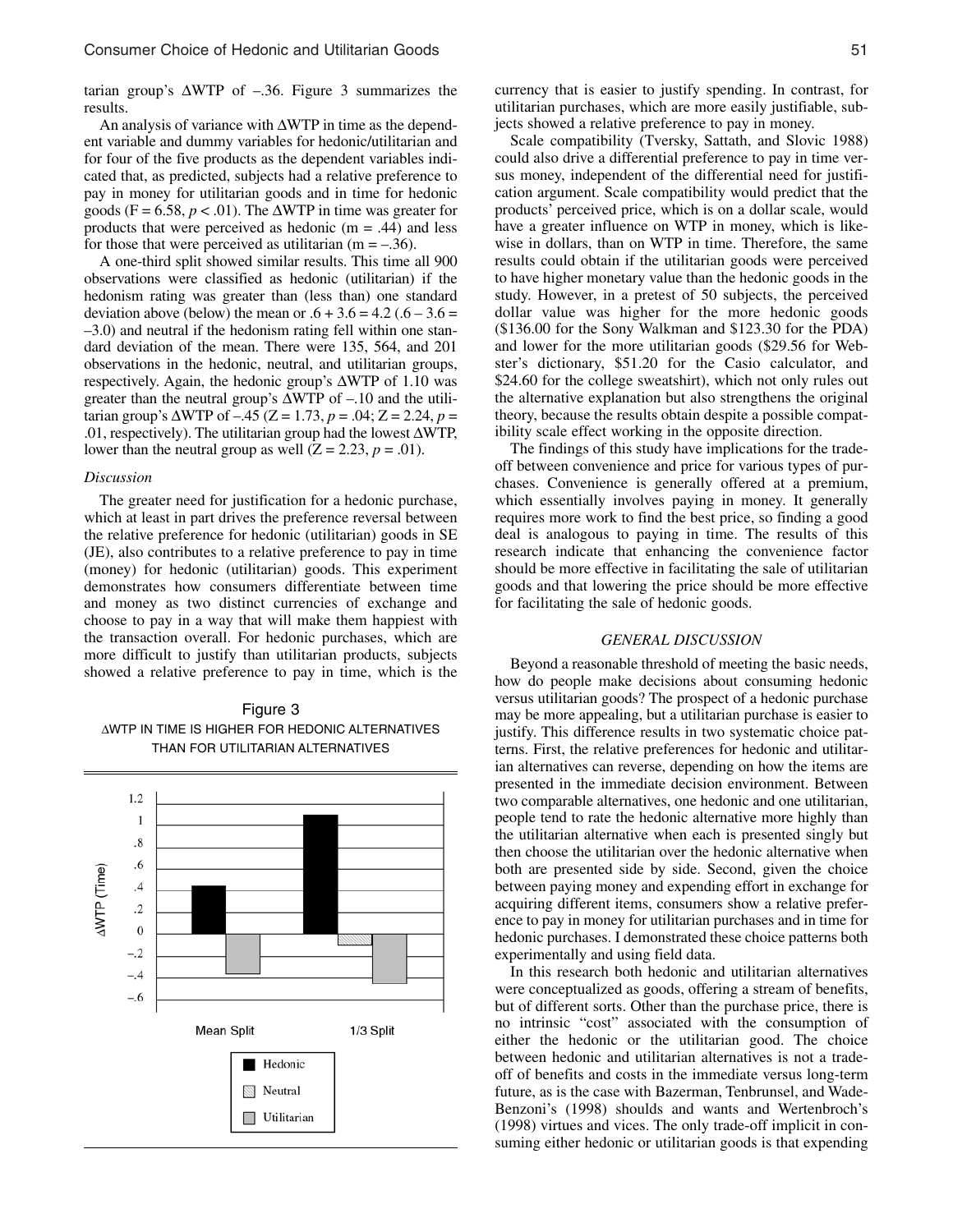tarian group's ΔWTP of –.36. Figure 3 summarizes the results.

An analysis of variance with ΔWTP in time as the dependent variable and dummy variables for hedonic/utilitarian and for four of the five products as the dependent variables indicated that, as predicted, subjects had a relative preference to pay in money for utilitarian goods and in time for hedonic goods ($F = 6.58$, $p < .01$). The ΔWTP in time was greater for products that were perceived as hedonic (m = .44) and less for those that were perceived as utilitarian (m = –.36).

A one-third split showed similar results. This time all 900 observations were classified as hedonic (utilitarian) if the hedonism rating was greater than (less than) one standard deviation above (below) the mean or .6 + 3.6 = 4.2 (.6 – 3.6 = –3.0) and neutral if the hedonism rating fell within one standard deviation of the mean. There were 135, 564, and 201 observations in the hedonic, neutral, and utilitarian groups, respectively. Again, the hedonic group's ΔWTP of 1.10 was greater than the neutral group's ΔWTP of –.10 and the utilitarian group's ΔWTP of –.45 ($Z = 1.73$, $p = .04$; $Z = 2.24$, $p = .01$, respectively). The utilitarian group had the lowest ΔWTP, lower than the neutral group as well ($Z = 2.23$, $p = .01$).

### *Discussion*

The greater need for justification for a hedonic purchase, which at least in part drives the preference reversal between the relative preference for hedonic (utilitarian) goods in SE (JE), also contributes to a relative preference to pay in time (money) for hedonic (utilitarian) goods. This experiment demonstrates how consumers differentiate between time and money as two distinct currencies of exchange and choose to pay in a way that will make them happiest with the transaction overall. For hedonic purchases, which are more difficult to justify than utilitarian products, subjects showed a relative preference to pay in time, which is the currency that is easier to justify spending. In contrast, for utilitarian purchases, which are more easily justifiable, subjects showed a relative preference to pay in money.

Figure 3

ΔWTP IN TIME IS HIGHER FOR HEDONIC ALTERNATIVES THAN FOR UTILITARIAN ALTERNATIVES

ΔWTP (Time)

1.2
1
.8
.6
.4
.2
0
–.2
–.4
–.6

Mean Split
1/3 Split

Hedonic
Neutral
Utilitarian

Scale compatibility (Tversky, Sattath, and Slovic 1988) could also drive a differential preference to pay in time versus money, independent of the differential need for justification argument. Scale compatibility would predict that the products' perceived price, which is on a dollar scale, would have a greater influence on WTP in money, which is likewise in dollars, than on WTP in time. Therefore, the same results could obtain if the utilitarian goods were perceived to have higher monetary value than the hedonic goods in the study. However, in a pretest of 50 subjects, the perceived dollar value was higher for the more hedonic goods ($136.00 for the Sony Walkman and $123.30 for the PDA) and lower for the more utilitarian goods ($29.56 for Webster's dictionary, $51.20 for the Casio calculator, and $24.60 for the college sweatshirt), which not only rules out the alternative explanation but also strengthens the original theory, because the results obtain despite a possible compatibility scale effect working in the opposite direction.

The findings of this study have implications for the trade-off between convenience and price for various types of purchases. Convenience is generally offered at a premium, which essentially involves paying in money. It generally requires more work to find the best price, so finding a good deal is analogous to paying in time. The results of this research indicate that enhancing the convenience factor should be more effective in facilitating the sale of utilitarian goods and that lowering the price should be more effective for facilitating the sale of hedonic goods.

## *GENERAL DISCUSSION*

Beyond a reasonable threshold of meeting the basic needs, how do people make decisions about consuming hedonic versus utilitarian goods? The prospect of a hedonic purchase may be more appealing, but a utilitarian purchase is easier to justify. This difference results in two systematic choice patterns. First, the relative preferences for hedonic and utilitarian alternatives can reverse, depending on how the items are presented in the immediate decision environment. Between two comparable alternatives, one hedonic and one utilitarian, people tend to rate the hedonic alternative more highly than the utilitarian alternative when each is presented singly but then choose the utilitarian over the hedonic alternative when both are presented side by side. Second, given the choice between paying money and expending effort in exchange for acquiring different items, consumers show a relative preference to pay in money for utilitarian purchases and in time for hedonic purchases. I demonstrated these choice patterns both experimentally and using field data.

In this research both hedonic and utilitarian alternatives were conceptualized as goods, offering a stream of benefits, but of different sorts. Other than the purchase price, there is no intrinsic "cost" associated with the consumption of either the hedonic or the utilitarian good. The choice between hedonic and utilitarian alternatives is not a trade-off of benefits and costs in the immediate versus long-term future, as is the case with Bazerman, Tenbrunsel, and Wade-Benzoni's (1998) shoulds and wants and Wertenbroch's (1998) virtues and vices. The only trade-off implicit in consuming either hedonic or utilitarian goods is that expending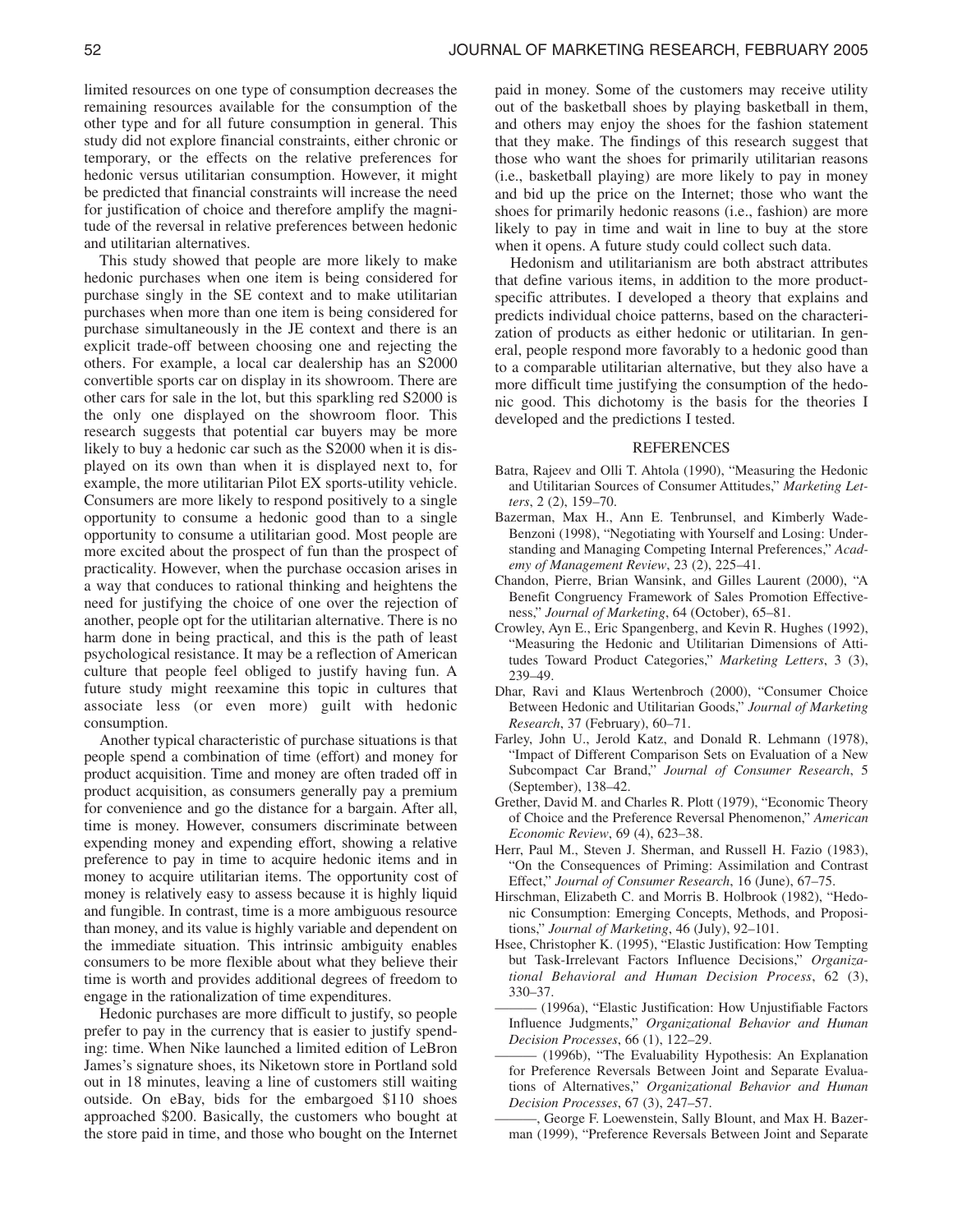limited resources on one type of consumption decreases the remaining resources available for the consumption of the other type and for all future consumption in general. This study did not explore financial constraints, either chronic or temporary, or the effects on the relative preferences for hedonic versus utilitarian consumption. However, it might be predicted that financial constraints will increase the need for justification of choice and therefore amplify the magnitude of the reversal in relative preferences between hedonic and utilitarian alternatives.

This study showed that people are more likely to make hedonic purchases when one item is being considered for purchase singly in the SE context and to make utilitarian purchases when more than one item is being considered for purchase simultaneously in the JE context and there is an explicit trade-off between choosing one and rejecting the others. For example, a local car dealership has an S2000 convertible sports car on display in its showroom. There are other cars for sale in the lot, but this sparkling red S2000 is the only one displayed on the showroom floor. This research suggests that potential car buyers may be more likely to buy a hedonic car such as the S2000 when it is displayed on its own than when it is displayed next to, for example, the more utilitarian Pilot EX sports-utility vehicle. Consumers are more likely to respond positively to a single opportunity to consume a hedonic good than to a single opportunity to consume a utilitarian good. Most people are more excited about the prospect of fun than the prospect of practicality. However, when the purchase occasion arises in a way that conduces to rational thinking and heightens the need for justifying the choice of one over the rejection of another, people opt for the utilitarian alternative. There is no harm done in being practical, and this is the path of least psychological resistance. It may be a reflection of American culture that people feel obliged to justify having fun. A future study might reexamine this topic in cultures that associate less (or even more) guilt with hedonic consumption.

Another typical characteristic of purchase situations is that people spend a combination of time (effort) and money for product acquisition. Time and money are often traded off in product acquisition, as consumers generally pay a premium for convenience and go the distance for a bargain. After all, time is money. However, consumers discriminate between expending money and expending effort, showing a relative preference to pay in time to acquire hedonic items and in money to acquire utilitarian items. The opportunity cost of money is relatively easy to assess because it is highly liquid and fungible. In contrast, time is a more ambiguous resource than money, and its value is highly variable and dependent on the immediate situation. This intrinsic ambiguity enables consumers to be more flexible about what they believe their time is worth and provides additional degrees of freedom to engage in the rationalization of time expenditures.

Hedonic purchases are more difficult to justify, so people prefer to pay in the currency that is easier to justify spending: time. When Nike launched a limited edition of LeBron James's signature shoes, its Niketown store in Portland sold out in 18 minutes, leaving a line of customers still waiting outside. On eBay, bids for the embargoed $110 shoes approached $200. Basically, the customers who bought at the store paid in time, and those who bought on the Internet paid in money. Some of the customers may receive utility out of the basketball shoes by playing basketball in them, and others may enjoy the shoes for the fashion statement that they make. The findings of this research suggest that those who want the shoes for primarily utilitarian reasons (i.e., basketball playing) are more likely to pay in money and bid up the price on the Internet; those who want the shoes for primarily hedonic reasons (i.e., fashion) are more likely to pay in time and wait in line to buy at the store when it opens. A future study could collect such data.

Hedonism and utilitarianism are both abstract attributes that define various items, in addition to the more product-specific attributes. I developed a theory that explains and predicts individual choice patterns, based on the characterization of products as either hedonic or utilitarian. In general, people respond more favorably to a hedonic good than to a comparable utilitarian alternative, but they also have a more difficult time justifying the consumption of the hedonic good. This dichotomy is the basis for the theories I developed and the predictions I tested.

## REFERENCES

Batra, Rajeev and Olli T. Ahtola (1990), "Measuring the Hedonic and Utilitarian Sources of Consumer Attitudes," *Marketing Letters*, 2 (2), 159–70.

Bazerman, Max H., Ann E. Tenbrunsel, and Kimberly Wade-Benzoni (1998), "Negotiating with Yourself and Losing: Understanding and Managing Competing Internal Preferences," *Academy of Management Review*, 23 (2), 225–41.

Chandon, Pierre, Brian Wansink, and Gilles Laurent (2000), "A Benefit Congruency Framework of Sales Promotion Effectiveness," *Journal of Marketing*, 64 (October), 65–81.

Crowley, Ayn E., Eric Spangenberg, and Kevin R. Hughes (1992), "Measuring the Hedonic and Utilitarian Dimensions of Attitudes Toward Product Categories," *Marketing Letters*, 3 (3), 239–49.

Dhar, Ravi and Klaus Wertenbroch (2000), "Consumer Choice Between Hedonic and Utilitarian Goods," *Journal of Marketing Research*, 37 (February), 60–71.

Farley, John U., Jerold Katz, and Donald R. Lehmann (1978), "Impact of Different Comparison Sets on Evaluation of a New Subcompact Car Brand," *Journal of Consumer Research*, 5 (September), 138–42.

Grether, David M. and Charles R. Plott (1979), "Economic Theory of Choice and the Preference Reversal Phenomenon," *American Economic Review*, 69 (4), 623–38.

Herr, Paul M., Steven J. Sherman, and Russell H. Fazio (1983), "On the Consequences of Priming: Assimilation and Contrast Effect," *Journal of Consumer Research*, 16 (June), 67–75.

Hirschman, Elizabeth C. and Morris B. Holbrook (1982), "Hedonic Consumption: Emerging Concepts, Methods, and Propositions," *Journal of Marketing*, 46 (July), 92–101.

Hsee, Christopher K. (1995), "Elastic Justification: How Tempting but Task-Irrelevant Factors Influence Decisions," *Organizational Behavioral and Human Decision Process*, 62 (3), 330–37.

——— (1996a), "Elastic Justification: How Unjustifiable Factors Influence Judgments," *Organizational Behavior and Human Decision Processes*, 66 (1), 122–29.

——— (1996b), "The Evaluability Hypothesis: An Explanation for Preference Reversals Between Joint and Separate Evaluations of Alternatives," *Organizational Behavior and Human Decision Processes*, 67 (3), 247–57.

———, George F. Loewenstein, Sally Blount, and Max H. Bazerman (1999), "Preference Reversals Between Joint and Separate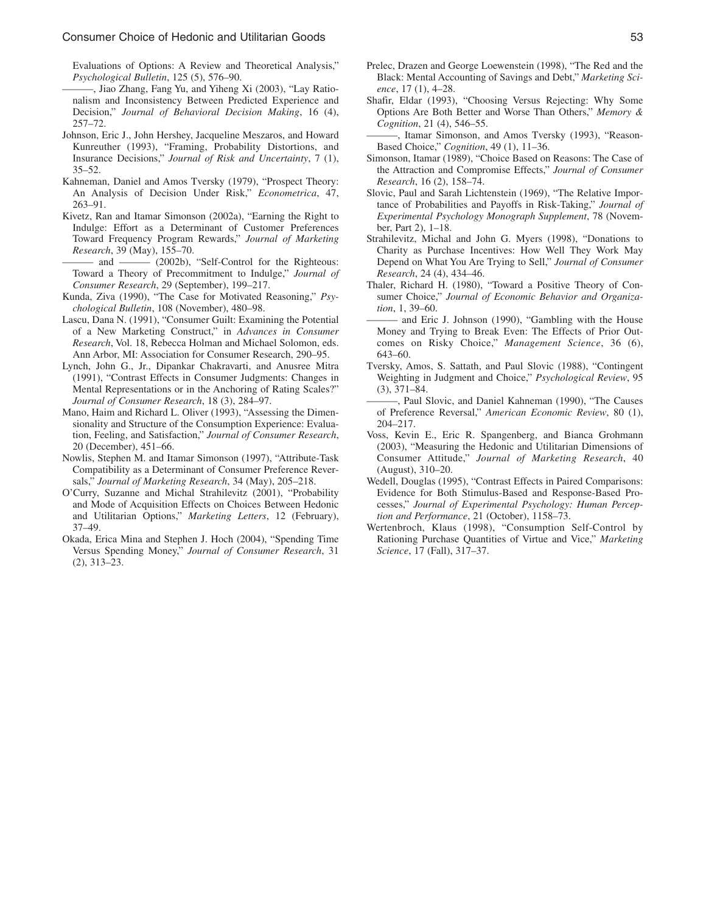Evaluations of Options: A Review and Theoretical Analysis," *Psychological Bulletin*, 125 (5), 576–90.

———, Jiao Zhang, Fang Yu, and Yiheng Xi (2003), "Lay Rationalism and Inconsistency Between Predicted Experience and Decision," *Journal of Behavioral Decision Making*, 16 (4), 257–72.

Johnson, Eric J., John Hershey, Jacqueline Meszaros, and Howard Kunreuther (1993), "Framing, Probability Distortions, and Insurance Decisions," *Journal of Risk and Uncertainty*, 7 (1), 35–52.

Kahneman, Daniel and Amos Tversky (1979), "Prospect Theory: An Analysis of Decision Under Risk," *Econometrica*, 47, 263–91.

Kivetz, Ran and Itamar Simonson (2002a), "Earning the Right to Indulge: Effort as a Determinant of Customer Preferences Toward Frequency Program Rewards," *Journal of Marketing Research*, 39 (May), 155–70.

——— and ——— (2002b), "Self-Control for the Righteous: Toward a Theory of Precommitment to Indulge," *Journal of Consumer Research*, 29 (September), 199–217.

Kunda, Ziva (1990), "The Case for Motivated Reasoning," *Psychological Bulletin*, 108 (November), 480–98.

Lascu, Dana N. (1991), "Consumer Guilt: Examining the Potential of a New Marketing Construct," in *Advances in Consumer Research*, Vol. 18, Rebecca Holman and Michael Solomon, eds. Ann Arbor, MI: Association for Consumer Research, 290–95.

Lynch, John G., Jr., Dipankar Chakravarti, and Anusree Mitra (1991), "Contrast Effects in Consumer Judgments: Changes in Mental Representations or in the Anchoring of Rating Scales?" *Journal of Consumer Research*, 18 (3), 284–97.

Mano, Haim and Richard L. Oliver (1993), "Assessing the Dimensionality and Structure of the Consumption Experience: Evaluation, Feeling, and Satisfaction," *Journal of Consumer Research*, 20 (December), 451–66.

Nowlis, Stephen M. and Itamar Simonson (1997), "Attribute-Task Compatibility as a Determinant of Consumer Preference Reversals," *Journal of Marketing Research*, 34 (May), 205–218.

O'Curry, Suzanne and Michal Strahilevitz (2001), "Probability and Mode of Acquisition Effects on Choices Between Hedonic and Utilitarian Options," *Marketing Letters*, 12 (February), 37–49.

Okada, Erica Mina and Stephen J. Hoch (2004), "Spending Time Versus Spending Money," *Journal of Consumer Research*, 31 (2), 313–23.

Prelec, Drazen and George Loewenstein (1998), "The Red and the Black: Mental Accounting of Savings and Debt," *Marketing Science*, 17 (1), 4–28.

Shafir, Eldar (1993), "Choosing Versus Rejecting: Why Some Options Are Both Better and Worse Than Others," *Memory & Cognition*, 21 (4), 546–55.

———, Itamar Simonson, and Amos Tversky (1993), "Reason-Based Choice," *Cognition*, 49 (1), 11–36.

Simonson, Itamar (1989), "Choice Based on Reasons: The Case of the Attraction and Compromise Effects," *Journal of Consumer Research*, 16 (2), 158–74.

Slovic, Paul and Sarah Lichtenstein (1969), "The Relative Importance of Probabilities and Payoffs in Risk-Taking," *Journal of Experimental Psychology Monograph Supplement*, 78 (November, Part 2), 1–18.

Strahilevitz, Michal and John G. Myers (1998), "Donations to Charity as Purchase Incentives: How Well They Work May Depend on What You Are Trying to Sell," *Journal of Consumer Research*, 24 (4), 434–46.

Thaler, Richard H. (1980), "Toward a Positive Theory of Consumer Choice," *Journal of Economic Behavior and Organization*, 1, 39–60.

——— and Eric J. Johnson (1990), "Gambling with the House Money and Trying to Break Even: The Effects of Prior Outcomes on Risky Choice," *Management Science*, 36 (6), 643–60.

Tversky, Amos, S. Sattath, and Paul Slovic (1988), "Contingent Weighting in Judgment and Choice," *Psychological Review*, 95 (3), 371–84.

———, Paul Slovic, and Daniel Kahneman (1990), "The Causes of Preference Reversal," *American Economic Review*, 80 (1), 204–217.

Voss, Kevin E., Eric R. Spangenberg, and Bianca Grohmann (2003), "Measuring the Hedonic and Utilitarian Dimensions of Consumer Attitude," *Journal of Marketing Research*, 40 (August), 310–20.

Wedell, Douglas (1995), "Contrast Effects in Paired Comparisons: Evidence for Both Stimulus-Based and Response-Based Processes," *Journal of Experimental Psychology: Human Perception and Performance*, 21 (October), 1158–73.

Wertenbroch, Klaus (1998), "Consumption Self-Control by Rationing Purchase Quantities of Virtue and Vice," *Marketing Science*, 17 (Fall), 317–37.